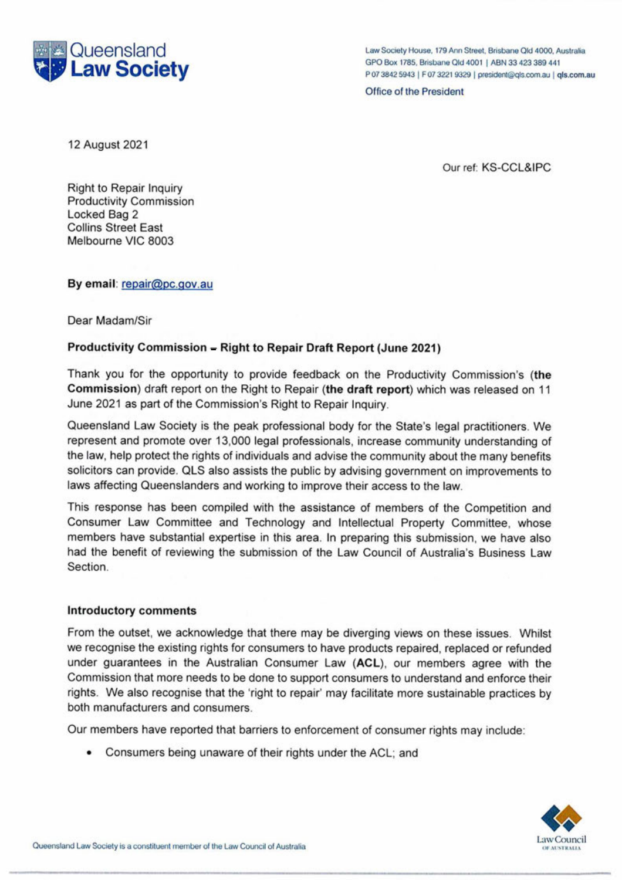**Queensland Law Society**

Law Society House, 179 Ann Street, Brisbane Qld 4000, Australia
GPO Box 1785, Brisbane Qld 4001 | ABN 33 423 389 441
P 07 3842 5943 | F 07 3221 9329 | president@qls.com.au | qls.com.au

Office of the President

12 August 2021

Our ref: KS-CCL&IPC

Right to Repair Inquiry
Productivity Commission
Locked Bag 2
Collins Street East
Melbourne VIC 8003

**By email**: repair@pc.gov.au

Dear Madam/Sir

**Productivity Commission – Right to Repair Draft Report (June 2021)**

Thank you for the opportunity to provide feedback on the Productivity Commission's (**the Commission**) draft report on the Right to Repair (**the draft report**) which was released on 11 June 2021 as part of the Commission's Right to Repair Inquiry.

Queensland Law Society is the peak professional body for the State's legal practitioners. We represent and promote over 13,000 legal professionals, increase community understanding of the law, help protect the rights of individuals and advise the community about the many benefits solicitors can provide. QLS also assists the public by advising government on improvements to laws affecting Queenslanders and working to improve their access to the law.

This response has been compiled with the assistance of members of the Competition and Consumer Law Committee and Technology and Intellectual Property Committee, whose members have substantial expertise in this area. In preparing this submission, we have also had the benefit of reviewing the submission of the Law Council of Australia's Business Law Section.

**Introductory comments**

From the outset, we acknowledge that there may be diverging views on these issues. Whilst we recognise the existing rights for consumers to have products repaired, replaced or refunded under guarantees in the Australian Consumer Law (**ACL**), our members agree with the Commission that more needs to be done to support consumers to understand and enforce their rights. We also recognise that the 'right to repair' may facilitate more sustainable practices by both manufacturers and consumers.

Our members have reported that barriers to enforcement of consumer rights may include:

- Consumers being unaware of their rights under the ACL; and

Queensland Law Society is a constituent member of the Law Council of Australia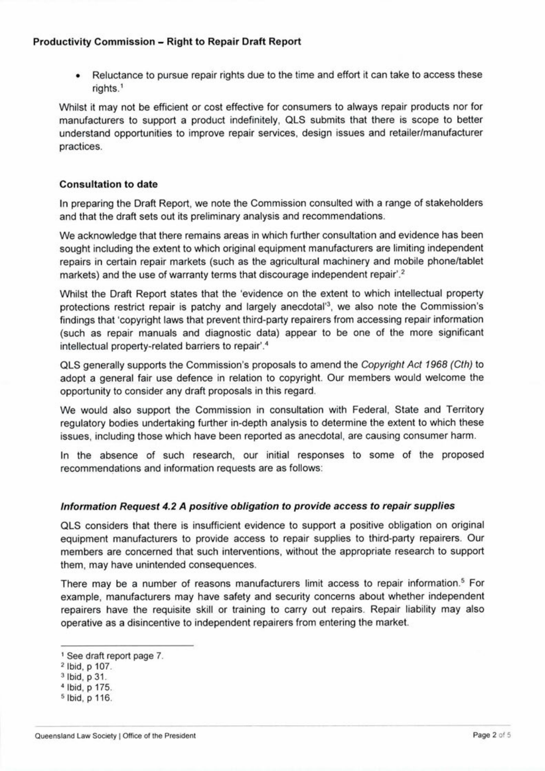- Reluctance to pursue repair rights due to the time and effort it can take to access these rights.[1]

Whilst it may not be efficient or cost effective for consumers to always repair products nor for manufacturers to support a product indefinitely, QLS submits that there is scope to better understand opportunities to improve repair services, design issues and retailer/manufacturer practices.

### Consultation to date

In preparing the Draft Report, we note the Commission consulted with a range of stakeholders and that the draft sets out its preliminary analysis and recommendations.

We acknowledge that there remains areas in which further consultation and evidence has been sought including the extent to which original equipment manufacturers are limiting independent repairs in certain repair markets (such as the agricultural machinery and mobile phone/tablet markets) and the use of warranty terms that discourage independent repair'.[2]

Whilst the Draft Report states that the 'evidence on the extent to which intellectual property protections restrict repair is patchy and largely anecdotal'[3], we also note the Commission's findings that 'copyright laws that prevent third-party repairers from accessing repair information (such as repair manuals and diagnostic data) appear to be one of the more significant intellectual property-related barriers to repair'.[4]

QLS generally supports the Commission's proposals to amend the *Copyright Act 1968 (Cth)* to adopt a general fair use defence in relation to copyright. Our members would welcome the opportunity to consider any draft proposals in this regard.

We would also support the Commission in consultation with Federal, State and Territory regulatory bodies undertaking further in-depth analysis to determine the extent to which these issues, including those which have been reported as anecdotal, are causing consumer harm.

In the absence of such research, our initial responses to some of the proposed recommendations and information requests are as follows:

### *Information Request 4.2 A positive obligation to provide access to repair supplies*

QLS considers that there is insufficient evidence to support a positive obligation on original equipment manufacturers to provide access to repair supplies to third-party repairers. Our members are concerned that such interventions, without the appropriate research to support them, may have unintended consequences.

There may be a number of reasons manufacturers limit access to repair information.[5] For example, manufacturers may have safety and security concerns about whether independent repairers have the requisite skill or training to carry out repairs. Repair liability may also operative as a disincentive to independent repairers from entering the market.

---

[1] See draft report page 7.
[2] Ibid, p 107.
[3] Ibid, p 31.
[4] Ibid, p 175.
[5] Ibid, p 116.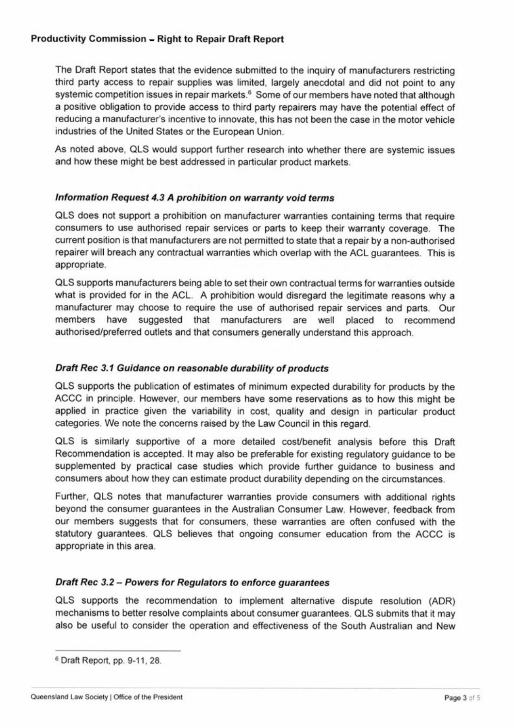The Draft Report states that the evidence submitted to the inquiry of manufacturers restricting third party access to repair supplies was limited, largely anecdotal and did not point to any systemic competition issues in repair markets.[6] Some of our members have noted that although a positive obligation to provide access to third party repairers may have the potential effect of reducing a manufacturer's incentive to innovate, this has not been the case in the motor vehicle industries of the United States or the European Union.

As noted above, QLS would support further research into whether there are systemic issues and how these might be best addressed in particular product markets.

### *Information Request 4.3 A prohibition on warranty void terms*

QLS does not support a prohibition on manufacturer warranties containing terms that require consumers to use authorised repair services or parts to keep their warranty coverage. The current position is that manufacturers are not permitted to state that a repair by a non-authorised repairer will breach any contractual warranties which overlap with the ACL guarantees. This is appropriate.

QLS supports manufacturers being able to set their own contractual terms for warranties outside what is provided for in the ACL. A prohibition would disregard the legitimate reasons why a manufacturer may choose to require the use of authorised repair services and parts. Our members have suggested that manufacturers are well placed to recommend authorised/preferred outlets and that consumers generally understand this approach.

### *Draft Rec 3.1 Guidance on reasonable durability of products*

QLS supports the publication of estimates of minimum expected durability for products by the ACCC in principle. However, our members have some reservations as to how this might be applied in practice given the variability in cost, quality and design in particular product categories. We note the concerns raised by the Law Council in this regard.

QLS is similarly supportive of a more detailed cost/benefit analysis before this Draft Recommendation is accepted. It may also be preferable for existing regulatory guidance to be supplemented by practical case studies which provide further guidance to business and consumers about how they can estimate product durability depending on the circumstances.

Further, QLS notes that manufacturer warranties provide consumers with additional rights beyond the consumer guarantees in the Australian Consumer Law. However, feedback from our members suggests that for consumers, these warranties are often confused with the statutory guarantees. QLS believes that ongoing consumer education from the ACCC is appropriate in this area.

### *Draft Rec 3.2 – Powers for Regulators to enforce guarantees*

QLS supports the recommendation to implement alternative dispute resolution (ADR) mechanisms to better resolve complaints about consumer guarantees. QLS submits that it may also be useful to consider the operation and effectiveness of the South Australian and New

---

[6] Draft Report, pp. 9-11, 28.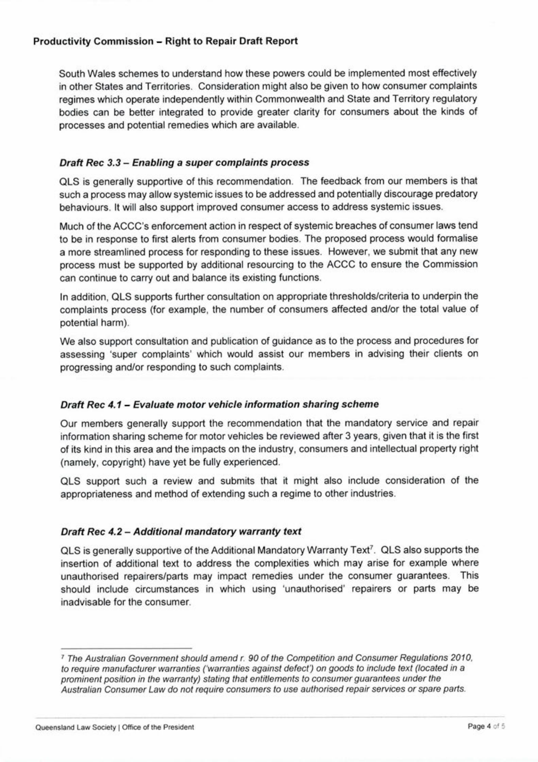South Wales schemes to understand how these powers could be implemented most effectively in other States and Territories. Consideration might also be given to how consumer complaints regimes which operate independently within Commonwealth and State and Territory regulatory bodies can be better integrated to provide greater clarity for consumers about the kinds of processes and potential remedies which are available.

### *Draft Rec 3.3 – Enabling a super complaints process*

QLS is generally supportive of this recommendation. The feedback from our members is that such a process may allow systemic issues to be addressed and potentially discourage predatory behaviours. It will also support improved consumer access to address systemic issues.

Much of the ACCC's enforcement action in respect of systemic breaches of consumer laws tend to be in response to first alerts from consumer bodies. The proposed process would formalise a more streamlined process for responding to these issues. However, we submit that any new process must be supported by additional resourcing to the ACCC to ensure the Commission can continue to carry out and balance its existing functions.

In addition, QLS supports further consultation on appropriate thresholds/criteria to underpin the complaints process (for example, the number of consumers affected and/or the total value of potential harm).

We also support consultation and publication of guidance as to the process and procedures for assessing 'super complaints' which would assist our members in advising their clients on progressing and/or responding to such complaints.

### *Draft Rec 4.1 – Evaluate motor vehicle information sharing scheme*

Our members generally support the recommendation that the mandatory service and repair information sharing scheme for motor vehicles be reviewed after 3 years, given that it is the first of its kind in this area and the impacts on the industry, consumers and intellectual property right (namely, copyright) have yet be fully experienced.

QLS support such a review and submits that it might also include consideration of the appropriateness and method of extending such a regime to other industries.

### *Draft Rec 4.2 – Additional mandatory warranty text*

QLS is generally supportive of the Additional Mandatory Warranty Text[7]. QLS also supports the insertion of additional text to address the complexities which may arise for example where unauthorised repairers/parts may impact remedies under the consumer guarantees. This should include circumstances in which using 'unauthorised' repairers or parts may be inadvisable for the consumer.

---

[7] *The Australian Government should amend r. 90 of the Competition and Consumer Regulations 2010, to require manufacturer warranties ('warranties against defect') on goods to include text (located in a prominent position in the warranty) stating that entitlements to consumer guarantees under the Australian Consumer Law do not require consumers to use authorised repair services or spare parts.*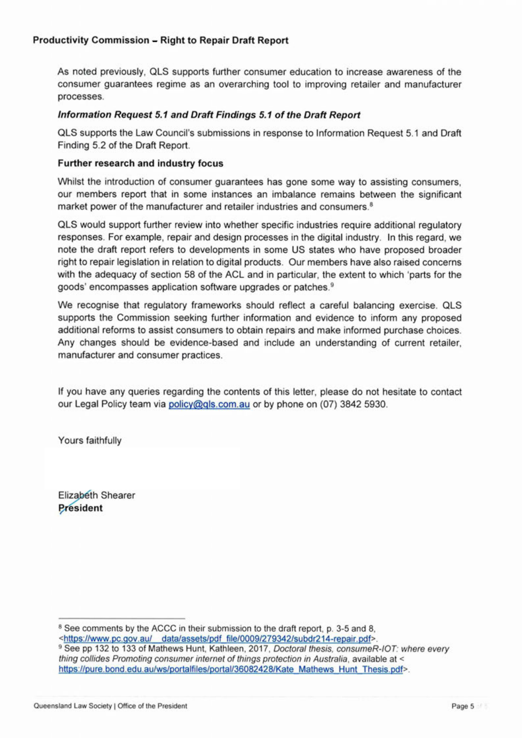As noted previously, QLS supports further consumer education to increase awareness of the consumer guarantees regime as an overarching tool to improving retailer and manufacturer processes.

***Information Request 5.1 and Draft Findings 5.1 of the Draft Report***

QLS supports the Law Council's submissions in response to Information Request 5.1 and Draft Finding 5.2 of the Draft Report.

**Further research and industry focus**

Whilst the introduction of consumer guarantees has gone some way to assisting consumers, our members report that in some instances an imbalance remains between the significant market power of the manufacturer and retailer industries and consumers.[8]

QLS would support further review into whether specific industries require additional regulatory responses. For example, repair and design processes in the digital industry. In this regard, we note the draft report refers to developments in some US states who have proposed broader right to repair legislation in relation to digital products. Our members have also raised concerns with the adequacy of section 58 of the ACL and in particular, the extent to which 'parts for the goods' encompasses application software upgrades or patches.[9]

We recognise that regulatory frameworks should reflect a careful balancing exercise. QLS supports the Commission seeking further information and evidence to inform any proposed additional reforms to assist consumers to obtain repairs and make informed purchase choices. Any changes should be evidence-based and include an understanding of current retailer, manufacturer and consumer practices.

If you have any queries regarding the contents of this letter, please do not hesitate to contact our Legal Policy team via policy@qls.com.au or by phone on (07) 3842 5930.

Yours faithfully

Elizabeth Shearer
**President**

---

[8] See comments by the ACCC in their submission to the draft report, p. 3-5 and 8, <https://www.pc.gov.au/__data/assets/pdf_file/0009/279342/subdr214-repair.pdf>.

[9] See pp 132 to 133 of Mathews Hunt, Kathleen, 2017, *Doctoral thesis, consumeR-IOT: where every thing collides Promoting consumer internet of things protection in Australia*, available at < https://pure.bond.edu.au/ws/portalfiles/portal/36082428/Kate_Mathews_Hunt_Thesis.pdf>.